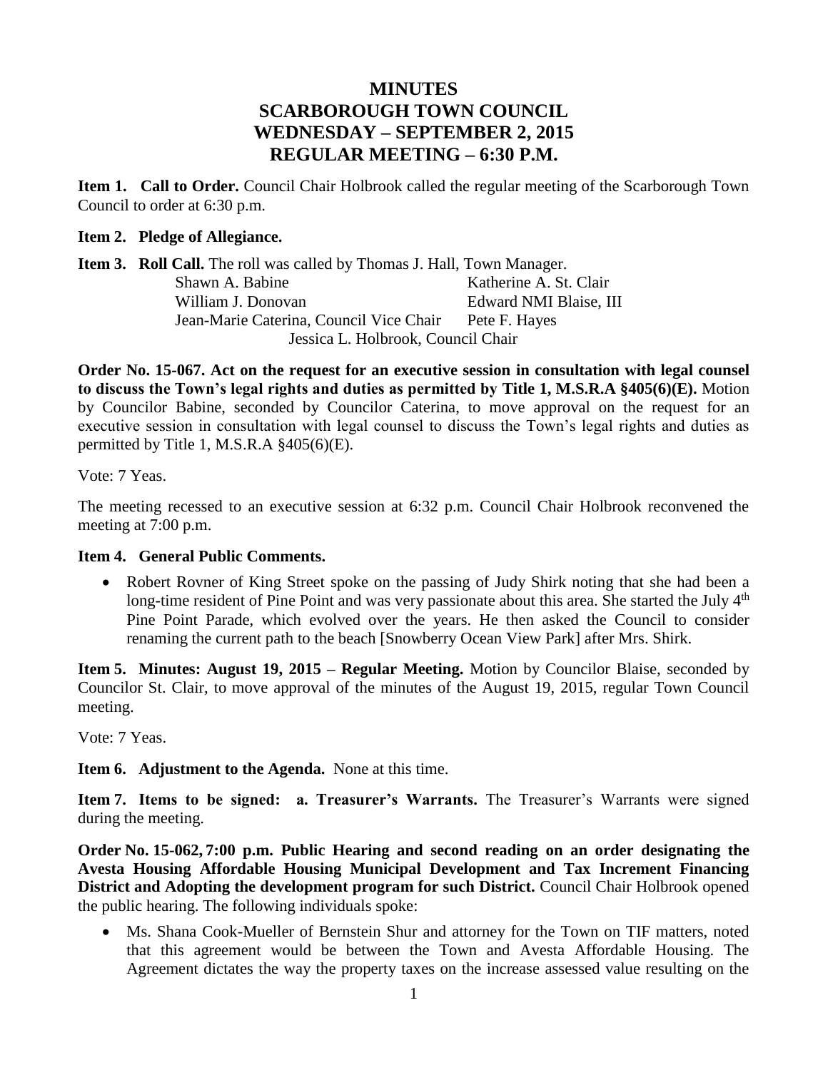# MINUTES
# SCARBOROUGH TOWN COUNCIL
# WEDNESDAY – SEPTEMBER 2, 2015
# REGULAR MEETING – 6:30 P.M.

**Item 1. Call to Order.** Council Chair Holbrook called the regular meeting of the Scarborough Town Council to order at 6:30 p.m.

**Item 2. Pledge of Allegiance.**

**Item 3. Roll Call.** The roll was called by Thomas J. Hall, Town Manager.

| | |
|---|---|
| Shawn A. Babine | Katherine A. St. Clair |
| William J. Donovan | Edward NMI Blaise, III |
| Jean-Marie Caterina, Council Vice Chair | Pete F. Hayes |

Jessica L. Holbrook, Council Chair

**Order No. 15-067. Act on the request for an executive session in consultation with legal counsel to discuss the Town's legal rights and duties as permitted by Title 1, M.S.R.A §405(6)(E).** Motion by Councilor Babine, seconded by Councilor Caterina, to move approval on the request for an executive session in consultation with legal counsel to discuss the Town's legal rights and duties as permitted by Title 1, M.S.R.A §405(6)(E).

Vote: 7 Yeas.

The meeting recessed to an executive session at 6:32 p.m. Council Chair Holbrook reconvened the meeting at 7:00 p.m.

**Item 4. General Public Comments.**

- Robert Rovner of King Street spoke on the passing of Judy Shirk noting that she had been a long-time resident of Pine Point and was very passionate about this area. She started the July 4th Pine Point Parade, which evolved over the years. He then asked the Council to consider renaming the current path to the beach [Snowberry Ocean View Park] after Mrs. Shirk.

**Item 5. Minutes: August 19, 2015 – Regular Meeting.** Motion by Councilor Blaise, seconded by Councilor St. Clair, to move approval of the minutes of the August 19, 2015, regular Town Council meeting.

Vote: 7 Yeas.

**Item 6. Adjustment to the Agenda.** None at this time.

**Item 7. Items to be signed: a. Treasurer's Warrants.** The Treasurer's Warrants were signed during the meeting.

**Order No. 15-062, 7:00 p.m. Public Hearing and second reading on an order designating the Avesta Housing Affordable Housing Municipal Development and Tax Increment Financing District and Adopting the development program for such District.** Council Chair Holbrook opened the public hearing. The following individuals spoke:

- Ms. Shana Cook-Mueller of Bernstein Shur and attorney for the Town on TIF matters, noted that this agreement would be between the Town and Avesta Affordable Housing. The Agreement dictates the way the property taxes on the increase assessed value resulting on the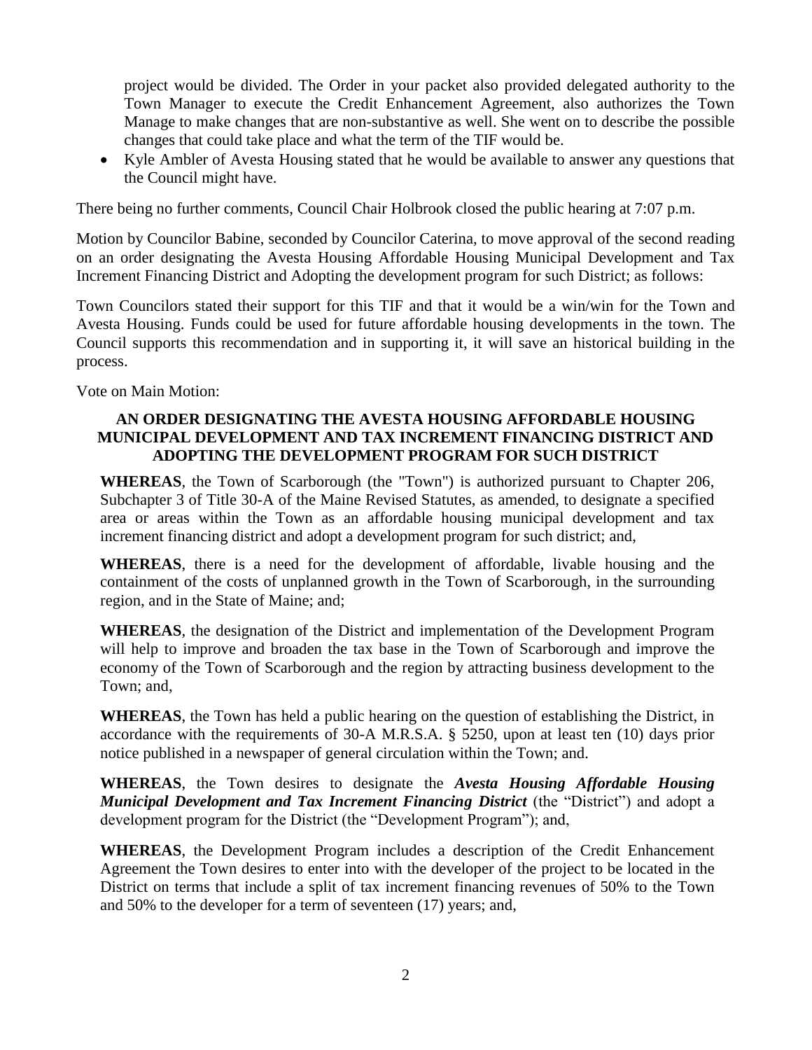project would be divided. The Order in your packet also provided delegated authority to the Town Manager to execute the Credit Enhancement Agreement, also authorizes the Town Manage to make changes that are non-substantive as well. She went on to describe the possible changes that could take place and what the term of the TIF would be.

- Kyle Ambler of Avesta Housing stated that he would be available to answer any questions that the Council might have.

There being no further comments, Council Chair Holbrook closed the public hearing at 7:07 p.m.

Motion by Councilor Babine, seconded by Councilor Caterina, to move approval of the second reading on an order designating the Avesta Housing Affordable Housing Municipal Development and Tax Increment Financing District and Adopting the development program for such District; as follows:

Town Councilors stated their support for this TIF and that it would be a win/win for the Town and Avesta Housing. Funds could be used for future affordable housing developments in the town. The Council supports this recommendation and in supporting it, it will save an historical building in the process.

Vote on Main Motion:

**AN ORDER DESIGNATING THE AVESTA HOUSING AFFORDABLE HOUSING MUNICIPAL DEVELOPMENT AND TAX INCREMENT FINANCING DISTRICT AND ADOPTING THE DEVELOPMENT PROGRAM FOR SUCH DISTRICT**

**WHEREAS**, the Town of Scarborough (the "Town") is authorized pursuant to Chapter 206, Subchapter 3 of Title 30-A of the Maine Revised Statutes, as amended, to designate a specified area or areas within the Town as an affordable housing municipal development and tax increment financing district and adopt a development program for such district; and,

**WHEREAS**, there is a need for the development of affordable, livable housing and the containment of the costs of unplanned growth in the Town of Scarborough, in the surrounding region, and in the State of Maine; and;

**WHEREAS**, the designation of the District and implementation of the Development Program will help to improve and broaden the tax base in the Town of Scarborough and improve the economy of the Town of Scarborough and the region by attracting business development to the Town; and,

**WHEREAS**, the Town has held a public hearing on the question of establishing the District, in accordance with the requirements of 30-A M.R.S.A. § 5250, upon at least ten (10) days prior notice published in a newspaper of general circulation within the Town; and.

**WHEREAS**, the Town desires to designate the ***Avesta Housing Affordable Housing Municipal Development and Tax Increment Financing District*** (the "District") and adopt a development program for the District (the "Development Program"); and,

**WHEREAS**, the Development Program includes a description of the Credit Enhancement Agreement the Town desires to enter into with the developer of the project to be located in the District on terms that include a split of tax increment financing revenues of 50% to the Town and 50% to the developer for a term of seventeen (17) years; and,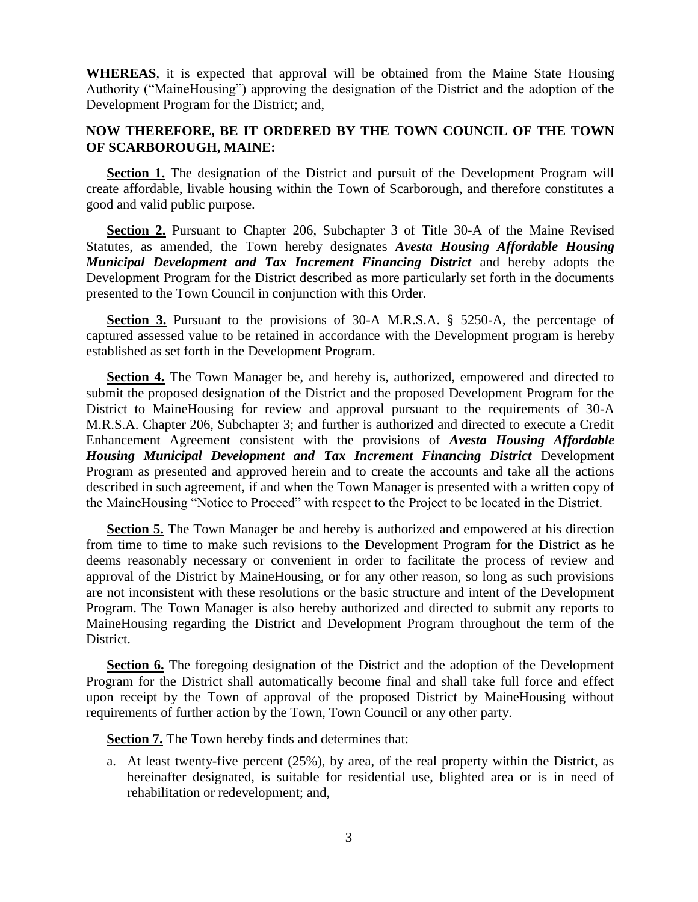**WHEREAS**, it is expected that approval will be obtained from the Maine State Housing Authority ("MaineHousing") approving the designation of the District and the adoption of the Development Program for the District; and,

**NOW THEREFORE, BE IT ORDERED BY THE TOWN COUNCIL OF THE TOWN OF SCARBOROUGH, MAINE:**

**Section 1.** The designation of the District and pursuit of the Development Program will create affordable, livable housing within the Town of Scarborough, and therefore constitutes a good and valid public purpose.

**Section 2.** Pursuant to Chapter 206, Subchapter 3 of Title 30-A of the Maine Revised Statutes, as amended, the Town hereby designates ***Avesta Housing Affordable Housing Municipal Development and Tax Increment Financing District*** and hereby adopts the Development Program for the District described as more particularly set forth in the documents presented to the Town Council in conjunction with this Order.

**Section 3.** Pursuant to the provisions of 30-A M.R.S.A. § 5250-A, the percentage of captured assessed value to be retained in accordance with the Development program is hereby established as set forth in the Development Program.

**Section 4.** The Town Manager be, and hereby is, authorized, empowered and directed to submit the proposed designation of the District and the proposed Development Program for the District to MaineHousing for review and approval pursuant to the requirements of 30-A M.R.S.A. Chapter 206, Subchapter 3; and further is authorized and directed to execute a Credit Enhancement Agreement consistent with the provisions of ***Avesta Housing Affordable Housing Municipal Development and Tax Increment Financing District*** Development Program as presented and approved herein and to create the accounts and take all the actions described in such agreement, if and when the Town Manager is presented with a written copy of the MaineHousing "Notice to Proceed" with respect to the Project to be located in the District.

**Section 5.** The Town Manager be and hereby is authorized and empowered at his direction from time to time to make such revisions to the Development Program for the District as he deems reasonably necessary or convenient in order to facilitate the process of review and approval of the District by MaineHousing, or for any other reason, so long as such provisions are not inconsistent with these resolutions or the basic structure and intent of the Development Program. The Town Manager is also hereby authorized and directed to submit any reports to MaineHousing regarding the District and Development Program throughout the term of the District.

**Section 6.** The foregoing designation of the District and the adoption of the Development Program for the District shall automatically become final and shall take full force and effect upon receipt by the Town of approval of the proposed District by MaineHousing without requirements of further action by the Town, Town Council or any other party.

**Section 7.** The Town hereby finds and determines that:

a. At least twenty-five percent (25%), by area, of the real property within the District, as hereinafter designated, is suitable for residential use, blighted area or is in need of rehabilitation or redevelopment; and,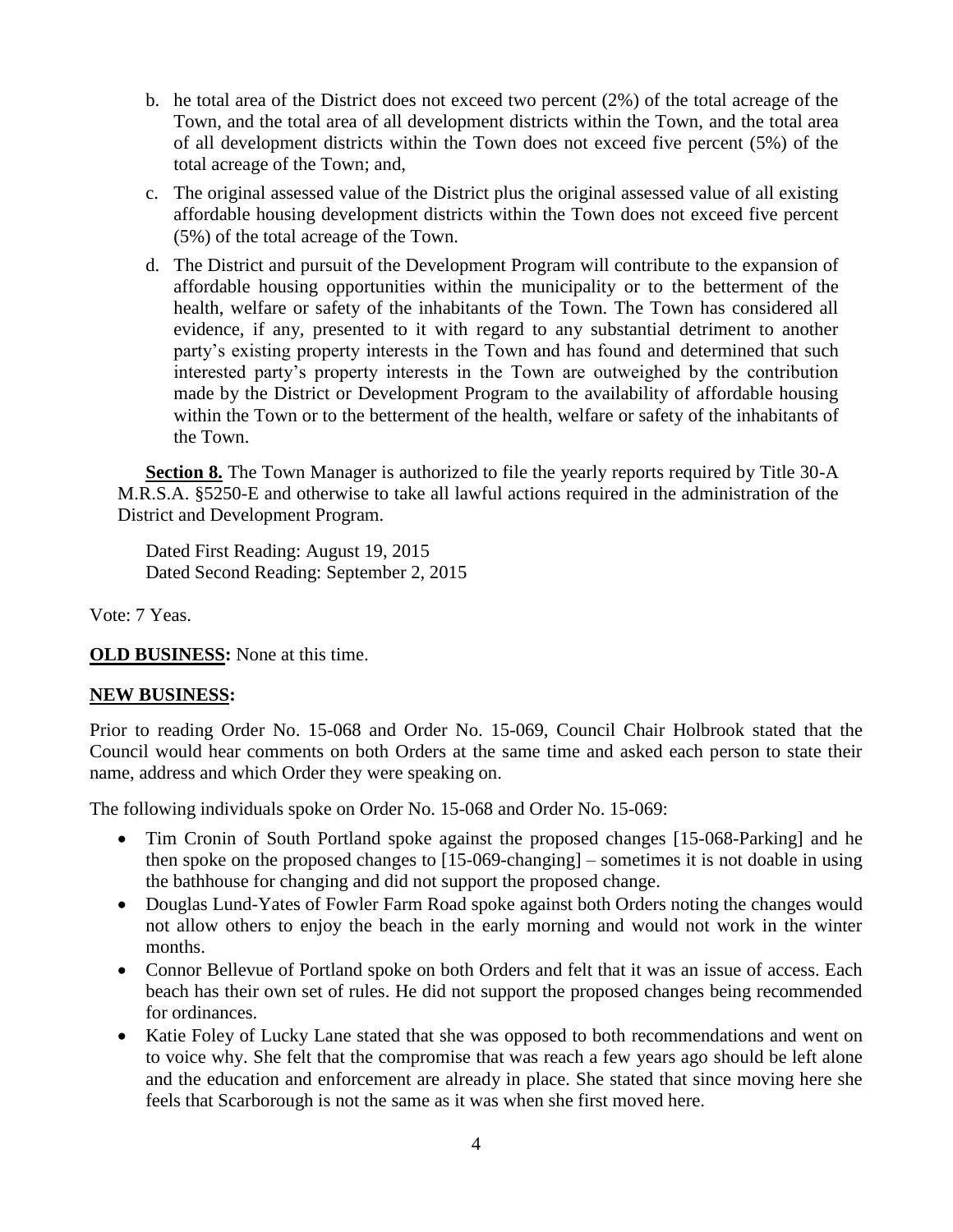b. he total area of the District does not exceed two percent (2%) of the total acreage of the Town, and the total area of all development districts within the Town, and the total area of all development districts within the Town does not exceed five percent (5%) of the total acreage of the Town; and,

c. The original assessed value of the District plus the original assessed value of all existing affordable housing development districts within the Town does not exceed five percent (5%) of the total acreage of the Town.

d. The District and pursuit of the Development Program will contribute to the expansion of affordable housing opportunities within the municipality or to the betterment of the health, welfare or safety of the inhabitants of the Town. The Town has considered all evidence, if any, presented to it with regard to any substantial detriment to another party's existing property interests in the Town and has found and determined that such interested party's property interests in the Town are outweighed by the contribution made by the District or Development Program to the availability of affordable housing within the Town or to the betterment of the health, welfare or safety of the inhabitants of the Town.

**Section 8.** The Town Manager is authorized to file the yearly reports required by Title 30-A M.R.S.A. §5250-E and otherwise to take all lawful actions required in the administration of the District and Development Program.

Dated First Reading: August 19, 2015
Dated Second Reading: September 2, 2015

Vote: 7 Yeas.

**OLD BUSINESS:** None at this time.

**NEW BUSINESS:**

Prior to reading Order No. 15-068 and Order No. 15-069, Council Chair Holbrook stated that the Council would hear comments on both Orders at the same time and asked each person to state their name, address and which Order they were speaking on.

The following individuals spoke on Order No. 15-068 and Order No. 15-069:

- Tim Cronin of South Portland spoke against the proposed changes [15-068-Parking] and he then spoke on the proposed changes to [15-069-changing] – sometimes it is not doable in using the bathhouse for changing and did not support the proposed change.
- Douglas Lund-Yates of Fowler Farm Road spoke against both Orders noting the changes would not allow others to enjoy the beach in the early morning and would not work in the winter months.
- Connor Bellevue of Portland spoke on both Orders and felt that it was an issue of access. Each beach has their own set of rules. He did not support the proposed changes being recommended for ordinances.
- Katie Foley of Lucky Lane stated that she was opposed to both recommendations and went on to voice why. She felt that the compromise that was reach a few years ago should be left alone and the education and enforcement are already in place. She stated that since moving here she feels that Scarborough is not the same as it was when she first moved here.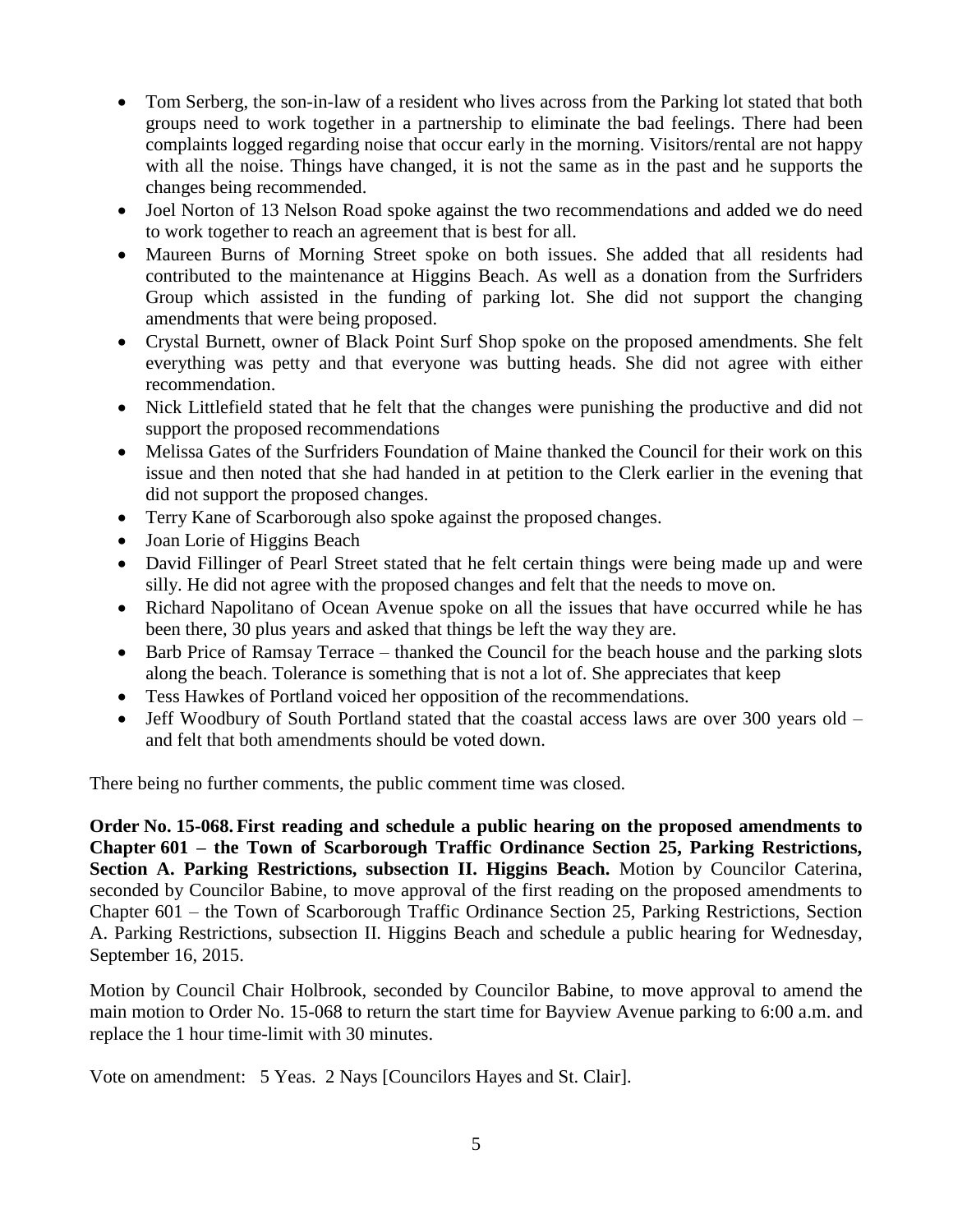- Tom Serberg, the son-in-law of a resident who lives across from the Parking lot stated that both groups need to work together in a partnership to eliminate the bad feelings. There had been complaints logged regarding noise that occur early in the morning. Visitors/rental are not happy with all the noise. Things have changed, it is not the same as in the past and he supports the changes being recommended.
- Joel Norton of 13 Nelson Road spoke against the two recommendations and added we do need to work together to reach an agreement that is best for all.
- Maureen Burns of Morning Street spoke on both issues. She added that all residents had contributed to the maintenance at Higgins Beach. As well as a donation from the Surfriders Group which assisted in the funding of parking lot. She did not support the changing amendments that were being proposed.
- Crystal Burnett, owner of Black Point Surf Shop spoke on the proposed amendments. She felt everything was petty and that everyone was butting heads. She did not agree with either recommendation.
- Nick Littlefield stated that he felt that the changes were punishing the productive and did not support the proposed recommendations
- Melissa Gates of the Surfriders Foundation of Maine thanked the Council for their work on this issue and then noted that she had handed in at petition to the Clerk earlier in the evening that did not support the proposed changes.
- Terry Kane of Scarborough also spoke against the proposed changes.
- Joan Lorie of Higgins Beach
- David Fillinger of Pearl Street stated that he felt certain things were being made up and were silly. He did not agree with the proposed changes and felt that the needs to move on.
- Richard Napolitano of Ocean Avenue spoke on all the issues that have occurred while he has been there, 30 plus years and asked that things be left the way they are.
- Barb Price of Ramsay Terrace – thanked the Council for the beach house and the parking slots along the beach. Tolerance is something that is not a lot of. She appreciates that keep
- Tess Hawkes of Portland voiced her opposition of the recommendations.
- Jeff Woodbury of South Portland stated that the coastal access laws are over 300 years old – and felt that both amendments should be voted down.

There being no further comments, the public comment time was closed.

**Order No. 15-068. First reading and schedule a public hearing on the proposed amendments to Chapter 601 – the Town of Scarborough Traffic Ordinance Section 25, Parking Restrictions, Section A. Parking Restrictions, subsection II. Higgins Beach.** Motion by Councilor Caterina, seconded by Councilor Babine, to move approval of the first reading on the proposed amendments to Chapter 601 – the Town of Scarborough Traffic Ordinance Section 25, Parking Restrictions, Section A. Parking Restrictions, subsection II. Higgins Beach and schedule a public hearing for Wednesday, September 16, 2015.

Motion by Council Chair Holbrook, seconded by Councilor Babine, to move approval to amend the main motion to Order No. 15-068 to return the start time for Bayview Avenue parking to 6:00 a.m. and replace the 1 hour time-limit with 30 minutes.

Vote on amendment: 5 Yeas. 2 Nays [Councilors Hayes and St. Clair].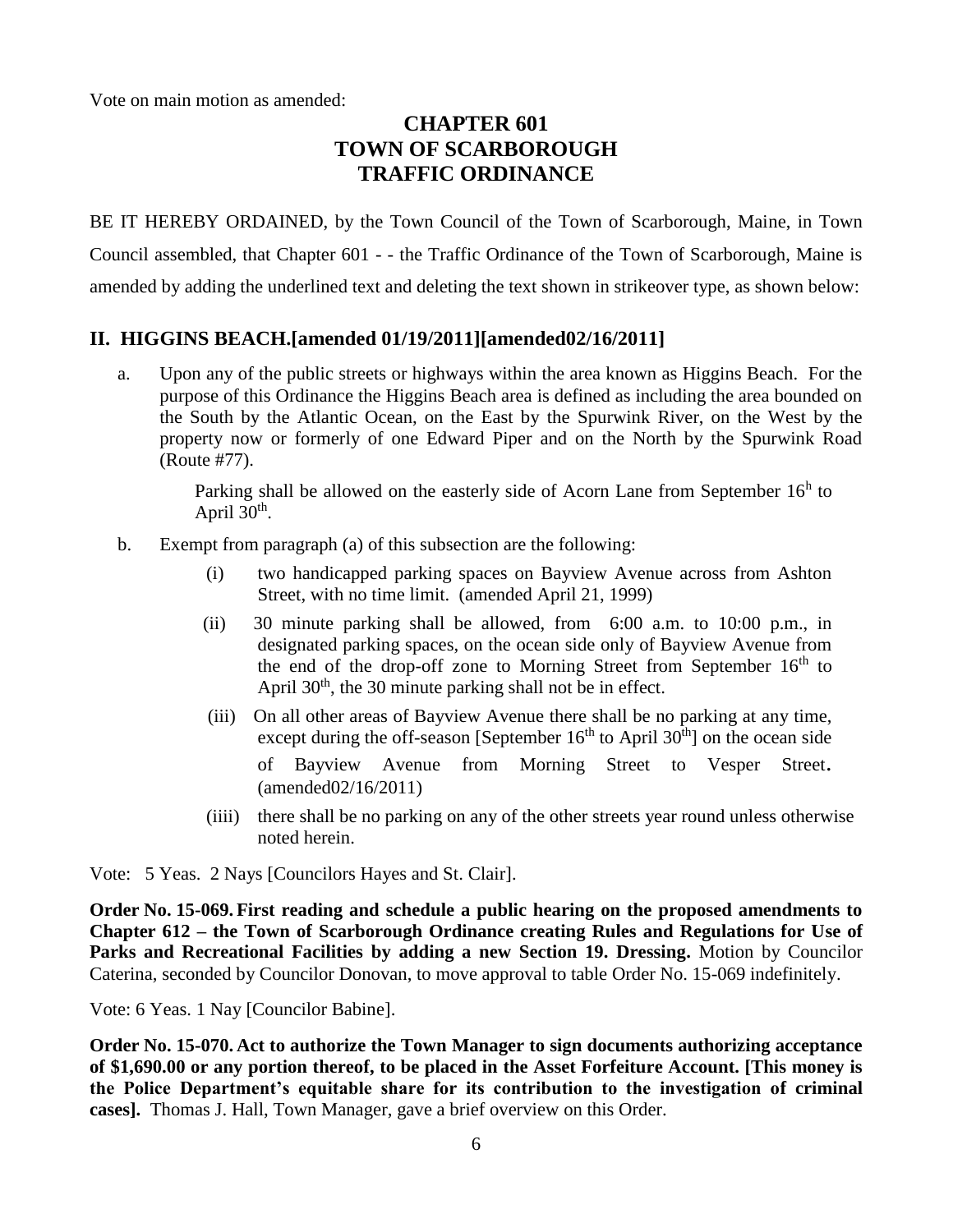Vote on main motion as amended:

# CHAPTER 601
# TOWN OF SCARBOROUGH
# TRAFFIC ORDINANCE

BE IT HEREBY ORDAINED, by the Town Council of the Town of Scarborough, Maine, in Town Council assembled, that Chapter 601 - - the Traffic Ordinance of the Town of Scarborough, Maine is amended by adding the underlined text and deleting the text shown in strikeover type, as shown below:

## II. HIGGINS BEACH.[amended 01/19/2011][amended02/16/2011]

a. Upon any of the public streets or highways within the area known as Higgins Beach. For the purpose of this Ordinance the Higgins Beach area is defined as including the area bounded on the South by the Atlantic Ocean, on the East by the Spurwink River, on the West by the property now or formerly of one Edward Piper and on the North by the Spurwink Road (Route #77).

   Parking shall be allowed on the easterly side of Acorn Lane from September 16h to April 30th.

b. Exempt from paragraph (a) of this subsection are the following:

   (i) two handicapped parking spaces on Bayview Avenue across from Ashton Street, with no time limit. (amended April 21, 1999)

   (ii) 30 minute parking shall be allowed, from 6:00 a.m. to 10:00 p.m., in designated parking spaces, on the ocean side only of Bayview Avenue from the end of the drop-off zone to Morning Street from September 16th to April 30th, the 30 minute parking shall not be in effect.

   (iii) On all other areas of Bayview Avenue there shall be no parking at any time, except during the off-season [September 16th to April 30th] on the ocean side of Bayview Avenue from Morning Street to Vesper Street. (amended02/16/2011)

   (iiii) there shall be no parking on any of the other streets year round unless otherwise noted herein.

Vote: 5 Yeas. 2 Nays [Councilors Hayes and St. Clair].

**Order No. 15-069. First reading and schedule a public hearing on the proposed amendments to Chapter 612 – the Town of Scarborough Ordinance creating Rules and Regulations for Use of Parks and Recreational Facilities by adding a new Section 19. Dressing.** Motion by Councilor Caterina, seconded by Councilor Donovan, to move approval to table Order No. 15-069 indefinitely.

Vote: 6 Yeas. 1 Nay [Councilor Babine].

**Order No. 15-070. Act to authorize the Town Manager to sign documents authorizing acceptance of $1,690.00 or any portion thereof, to be placed in the Asset Forfeiture Account. [This money is the Police Department's equitable share for its contribution to the investigation of criminal cases].** Thomas J. Hall, Town Manager, gave a brief overview on this Order.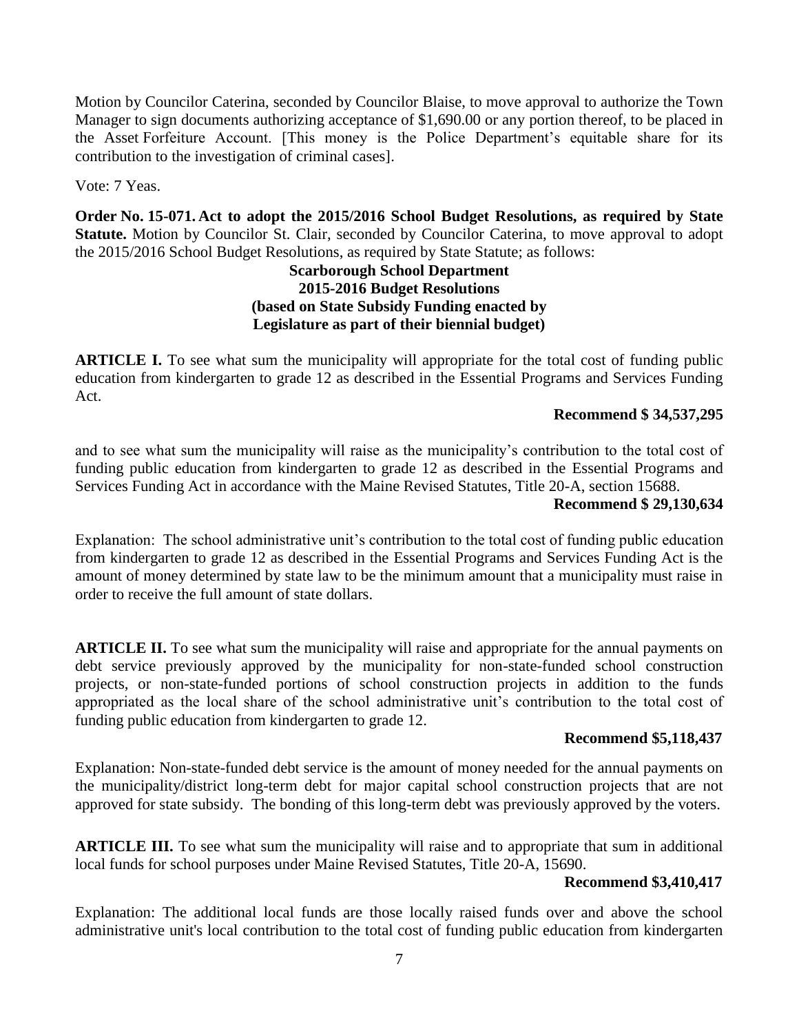Motion by Councilor Caterina, seconded by Councilor Blaise, to move approval to authorize the Town Manager to sign documents authorizing acceptance of $1,690.00 or any portion thereof, to be placed in the Asset Forfeiture Account. [This money is the Police Department's equitable share for its contribution to the investigation of criminal cases].

Vote: 7 Yeas.

**Order No. 15-071. Act to adopt the 2015/2016 School Budget Resolutions, as required by State Statute.** Motion by Councilor St. Clair, seconded by Councilor Caterina, to move approval to adopt the 2015/2016 School Budget Resolutions, as required by State Statute; as follows:

**Scarborough School Department**
**2015-2016 Budget Resolutions**
**(based on State Subsidy Funding enacted by Legislature as part of their biennial budget)**

**ARTICLE I.** To see what sum the municipality will appropriate for the total cost of funding public education from kindergarten to grade 12 as described in the Essential Programs and Services Funding Act.

**Recommend $ 34,537,295**

and to see what sum the municipality will raise as the municipality's contribution to the total cost of funding public education from kindergarten to grade 12 as described in the Essential Programs and Services Funding Act in accordance with the Maine Revised Statutes, Title 20-A, section 15688.

**Recommend $ 29,130,634**

Explanation: The school administrative unit's contribution to the total cost of funding public education from kindergarten to grade 12 as described in the Essential Programs and Services Funding Act is the amount of money determined by state law to be the minimum amount that a municipality must raise in order to receive the full amount of state dollars.

**ARTICLE II.** To see what sum the municipality will raise and appropriate for the annual payments on debt service previously approved by the municipality for non-state-funded school construction projects, or non-state-funded portions of school construction projects in addition to the funds appropriated as the local share of the school administrative unit's contribution to the total cost of funding public education from kindergarten to grade 12.

**Recommend $5,118,437**

Explanation: Non-state-funded debt service is the amount of money needed for the annual payments on the municipality/district long-term debt for major capital school construction projects that are not approved for state subsidy. The bonding of this long-term debt was previously approved by the voters.

**ARTICLE III.** To see what sum the municipality will raise and to appropriate that sum in additional local funds for school purposes under Maine Revised Statutes, Title 20-A, 15690.

**Recommend $3,410,417**

Explanation: The additional local funds are those locally raised funds over and above the school administrative unit's local contribution to the total cost of funding public education from kindergarten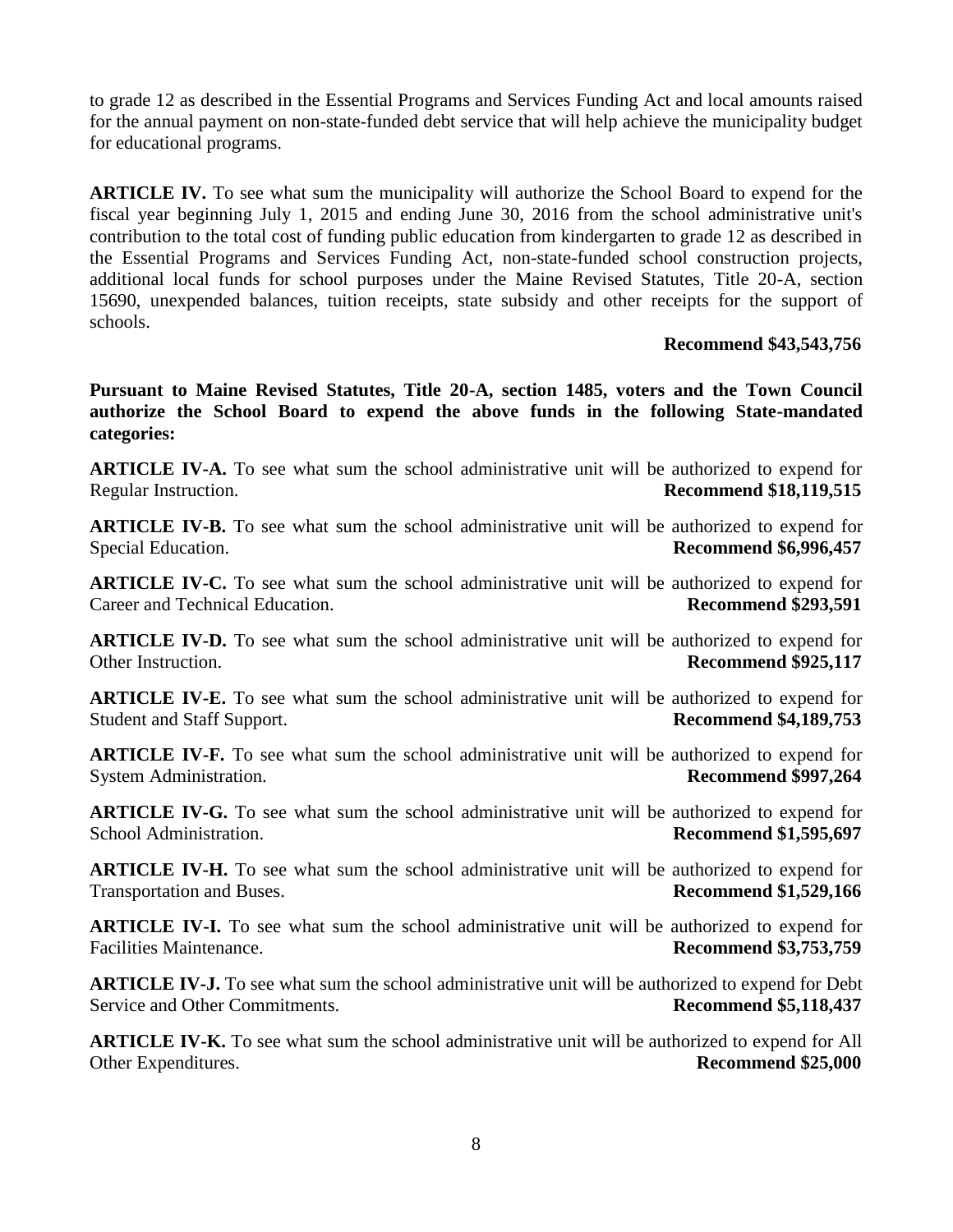to grade 12 as described in the Essential Programs and Services Funding Act and local amounts raised for the annual payment on non-state-funded debt service that will help achieve the municipality budget for educational programs.

**ARTICLE IV.** To see what sum the municipality will authorize the School Board to expend for the fiscal year beginning July 1, 2015 and ending June 30, 2016 from the school administrative unit's contribution to the total cost of funding public education from kindergarten to grade 12 as described in the Essential Programs and Services Funding Act, non-state-funded school construction projects, additional local funds for school purposes under the Maine Revised Statutes, Title 20-A, section 15690, unexpended balances, tuition receipts, state subsidy and other receipts for the support of schools.

**Recommend $43,543,756**

**Pursuant to Maine Revised Statutes, Title 20-A, section 1485, voters and the Town Council authorize the School Board to expend the above funds in the following State-mandated categories:**

**ARTICLE IV-A.** To see what sum the school administrative unit will be authorized to expend for Regular Instruction. **Recommend $18,119,515**

**ARTICLE IV-B.** To see what sum the school administrative unit will be authorized to expend for Special Education. **Recommend $6,996,457**

**ARTICLE IV-C.** To see what sum the school administrative unit will be authorized to expend for Career and Technical Education. **Recommend $293,591**

**ARTICLE IV-D.** To see what sum the school administrative unit will be authorized to expend for Other Instruction. **Recommend $925,117**

**ARTICLE IV-E.** To see what sum the school administrative unit will be authorized to expend for Student and Staff Support. **Recommend $4,189,753**

**ARTICLE IV-F.** To see what sum the school administrative unit will be authorized to expend for System Administration. **Recommend $997,264**

**ARTICLE IV-G.** To see what sum the school administrative unit will be authorized to expend for School Administration. **Recommend $1,595,697**

**ARTICLE IV-H.** To see what sum the school administrative unit will be authorized to expend for Transportation and Buses. **Recommend $1,529,166**

**ARTICLE IV-I.** To see what sum the school administrative unit will be authorized to expend for Facilities Maintenance. **Recommend $3,753,759**

**ARTICLE IV-J.** To see what sum the school administrative unit will be authorized to expend for Debt Service and Other Commitments. **Recommend $5,118,437**

**ARTICLE IV-K.** To see what sum the school administrative unit will be authorized to expend for All Other Expenditures. **Recommend $25,000**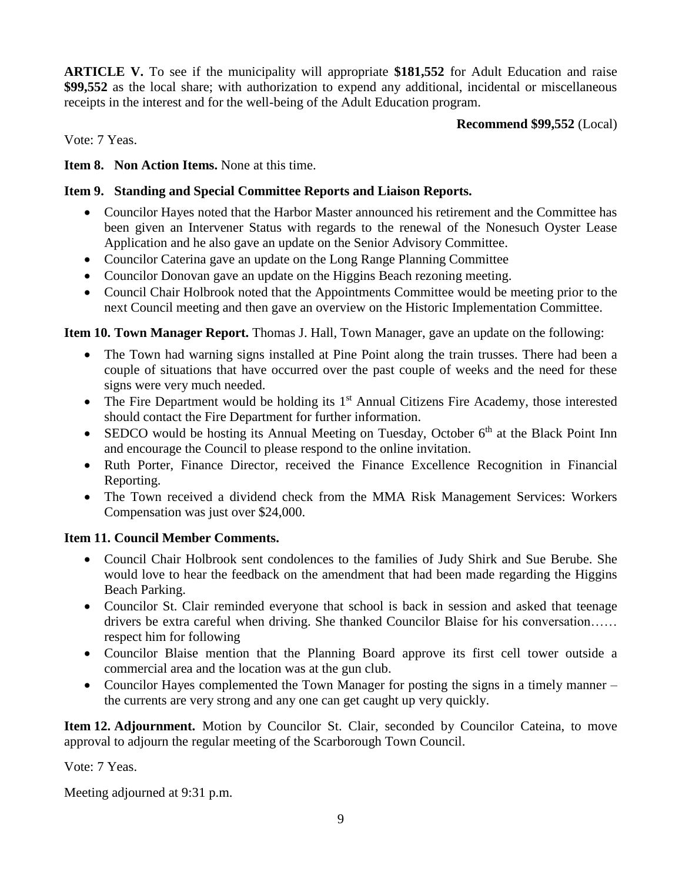**ARTICLE V.** To see if the municipality will appropriate **$181,552** for Adult Education and raise **$99,552** as the local share; with authorization to expend any additional, incidental or miscellaneous receipts in the interest and for the well-being of the Adult Education program.

**Recommend $99,552** (Local)

Vote: 7 Yeas.

**Item 8. Non Action Items.** None at this time.

**Item 9. Standing and Special Committee Reports and Liaison Reports.**

- Councilor Hayes noted that the Harbor Master announced his retirement and the Committee has been given an Intervener Status with regards to the renewal of the Nonesuch Oyster Lease Application and he also gave an update on the Senior Advisory Committee.
- Councilor Caterina gave an update on the Long Range Planning Committee
- Councilor Donovan gave an update on the Higgins Beach rezoning meeting.
- Council Chair Holbrook noted that the Appointments Committee would be meeting prior to the next Council meeting and then gave an overview on the Historic Implementation Committee.

**Item 10. Town Manager Report.** Thomas J. Hall, Town Manager, gave an update on the following:

- The Town had warning signs installed at Pine Point along the train trusses. There had been a couple of situations that have occurred over the past couple of weeks and the need for these signs were very much needed.
- The Fire Department would be holding its 1st Annual Citizens Fire Academy, those interested should contact the Fire Department for further information.
- SEDCO would be hosting its Annual Meeting on Tuesday, October 6th at the Black Point Inn and encourage the Council to please respond to the online invitation.
- Ruth Porter, Finance Director, received the Finance Excellence Recognition in Financial Reporting.
- The Town received a dividend check from the MMA Risk Management Services: Workers Compensation was just over $24,000.

**Item 11. Council Member Comments.**

- Council Chair Holbrook sent condolences to the families of Judy Shirk and Sue Berube. She would love to hear the feedback on the amendment that had been made regarding the Higgins Beach Parking.
- Councilor St. Clair reminded everyone that school is back in session and asked that teenage drivers be extra careful when driving. She thanked Councilor Blaise for his conversation…… respect him for following
- Councilor Blaise mention that the Planning Board approve its first cell tower outside a commercial area and the location was at the gun club.
- Councilor Hayes complemented the Town Manager for posting the signs in a timely manner – the currents are very strong and any one can get caught up very quickly.

**Item 12. Adjournment.** Motion by Councilor St. Clair, seconded by Councilor Cateina, to move approval to adjourn the regular meeting of the Scarborough Town Council.

Vote: 7 Yeas.

Meeting adjourned at 9:31 p.m.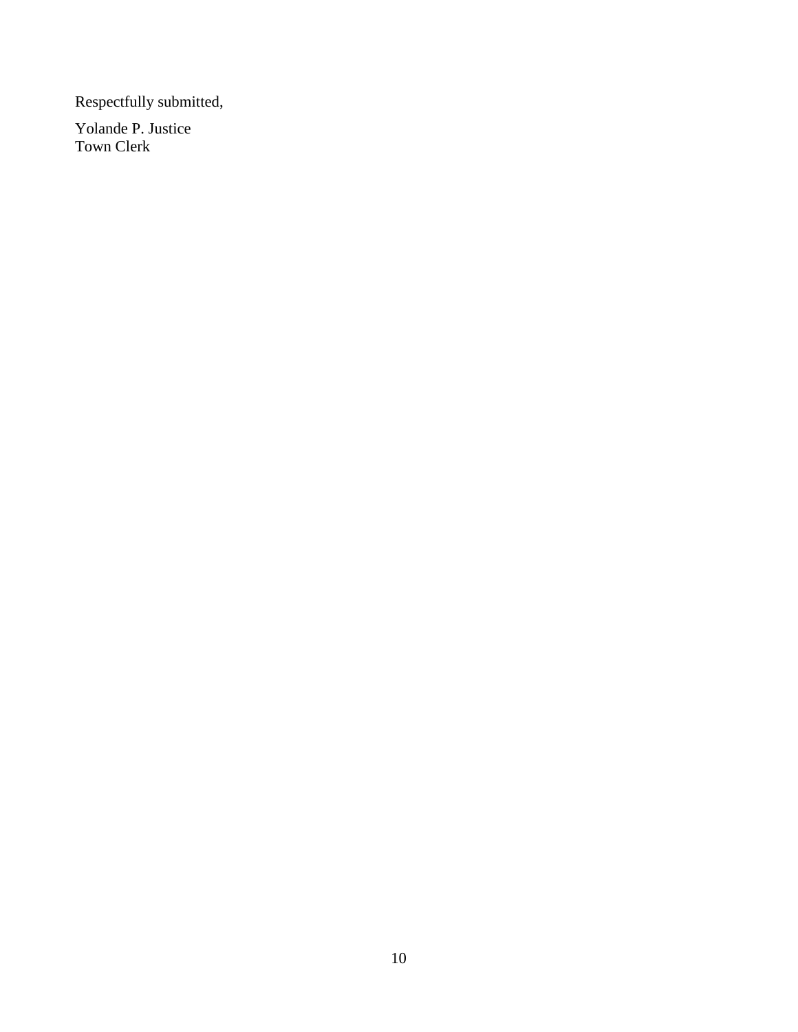Respectfully submitted,

Yolande P. Justice
Town Clerk